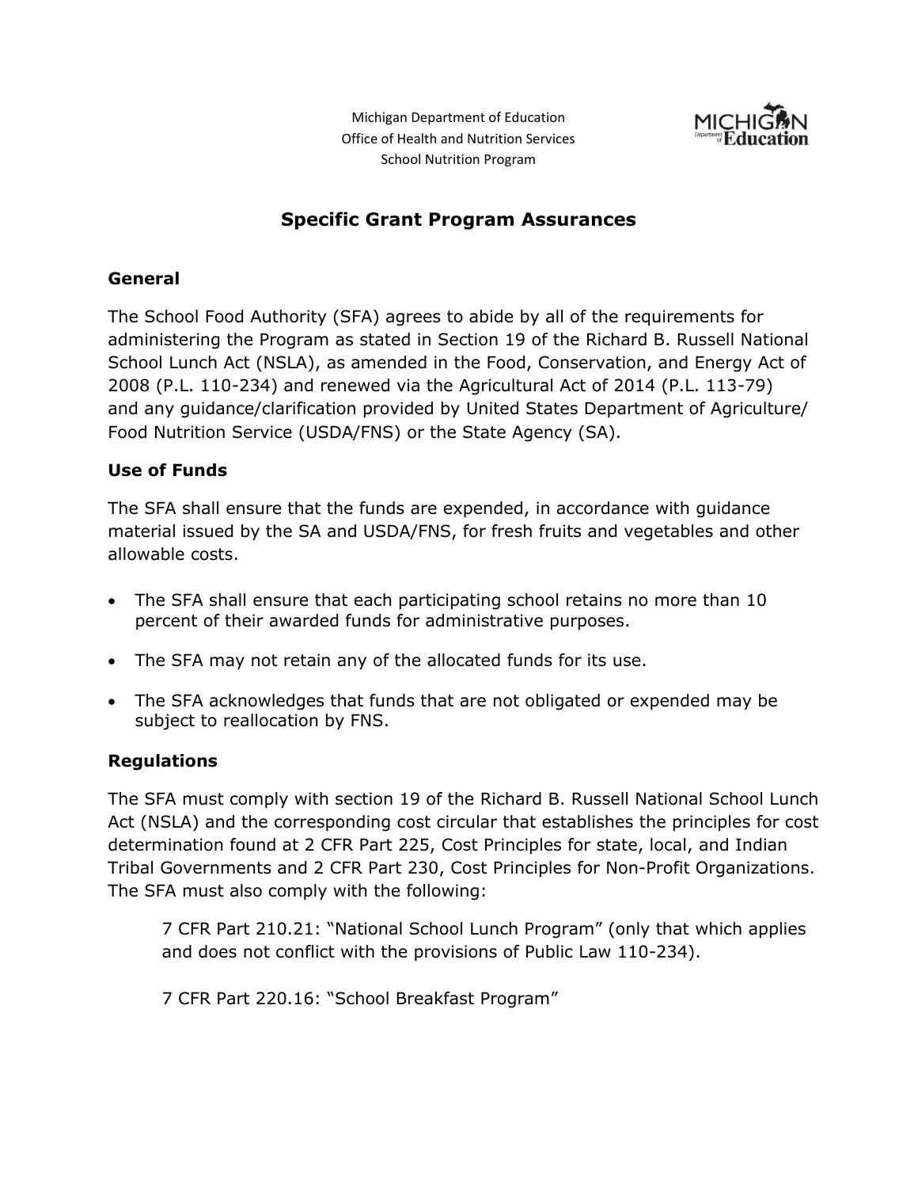Michigan Department of Education
Office of Health and Nutrition Services
School Nutrition Program

# Specific Grant Program Assurances

## General

The School Food Authority (SFA) agrees to abide by all of the requirements for administering the Program as stated in Section 19 of the Richard B. Russell National School Lunch Act (NSLA), as amended in the Food, Conservation, and Energy Act of 2008 (P.L. 110-234) and renewed via the Agricultural Act of 2014 (P.L. 113-79) and any guidance/clarification provided by United States Department of Agriculture/ Food Nutrition Service (USDA/FNS) or the State Agency (SA).

## Use of Funds

The SFA shall ensure that the funds are expended, in accordance with guidance material issued by the SA and USDA/FNS, for fresh fruits and vegetables and other allowable costs.

- The SFA shall ensure that each participating school retains no more than 10 percent of their awarded funds for administrative purposes.
- The SFA may not retain any of the allocated funds for its use.
- The SFA acknowledges that funds that are not obligated or expended may be subject to reallocation by FNS.

## Regulations

The SFA must comply with section 19 of the Richard B. Russell National School Lunch Act (NSLA) and the corresponding cost circular that establishes the principles for cost determination found at 2 CFR Part 225, Cost Principles for state, local, and Indian Tribal Governments and 2 CFR Part 230, Cost Principles for Non-Profit Organizations. The SFA must also comply with the following:

> 7 CFR Part 210.21: "National School Lunch Program" (only that which applies and does not conflict with the provisions of Public Law 110-234).
>
> 7 CFR Part 220.16: "School Breakfast Program"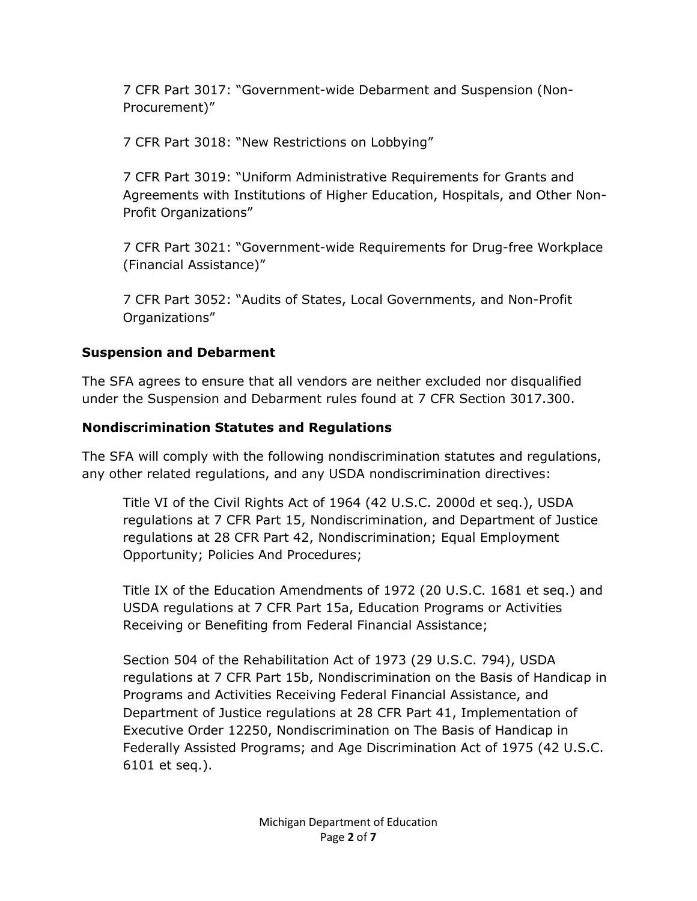7 CFR Part 3017: “Government-wide Debarment and Suspension (Non-Procurement)”

7 CFR Part 3018: “New Restrictions on Lobbying”

7 CFR Part 3019: “Uniform Administrative Requirements for Grants and Agreements with Institutions of Higher Education, Hospitals, and Other Non-Profit Organizations”

7 CFR Part 3021: “Government-wide Requirements for Drug-free Workplace (Financial Assistance)”

7 CFR Part 3052: “Audits of States, Local Governments, and Non-Profit Organizations”

### Suspension and Debarment

The SFA agrees to ensure that all vendors are neither excluded nor disqualified under the Suspension and Debarment rules found at 7 CFR Section 3017.300.

### Nondiscrimination Statutes and Regulations

The SFA will comply with the following nondiscrimination statutes and regulations, any other related regulations, and any USDA nondiscrimination directives:

Title VI of the Civil Rights Act of 1964 (42 U.S.C. 2000d et seq.), USDA regulations at 7 CFR Part 15, Nondiscrimination, and Department of Justice regulations at 28 CFR Part 42, Nondiscrimination; Equal Employment Opportunity; Policies And Procedures;

Title IX of the Education Amendments of 1972 (20 U.S.C. 1681 et seq.) and USDA regulations at 7 CFR Part 15a, Education Programs or Activities Receiving or Benefiting from Federal Financial Assistance;

Section 504 of the Rehabilitation Act of 1973 (29 U.S.C. 794), USDA regulations at 7 CFR Part 15b, Nondiscrimination on the Basis of Handicap in Programs and Activities Receiving Federal Financial Assistance, and Department of Justice regulations at 28 CFR Part 41, Implementation of Executive Order 12250, Nondiscrimination on The Basis of Handicap in Federally Assisted Programs; and Age Discrimination Act of 1975 (42 U.S.C. 6101 et seq.).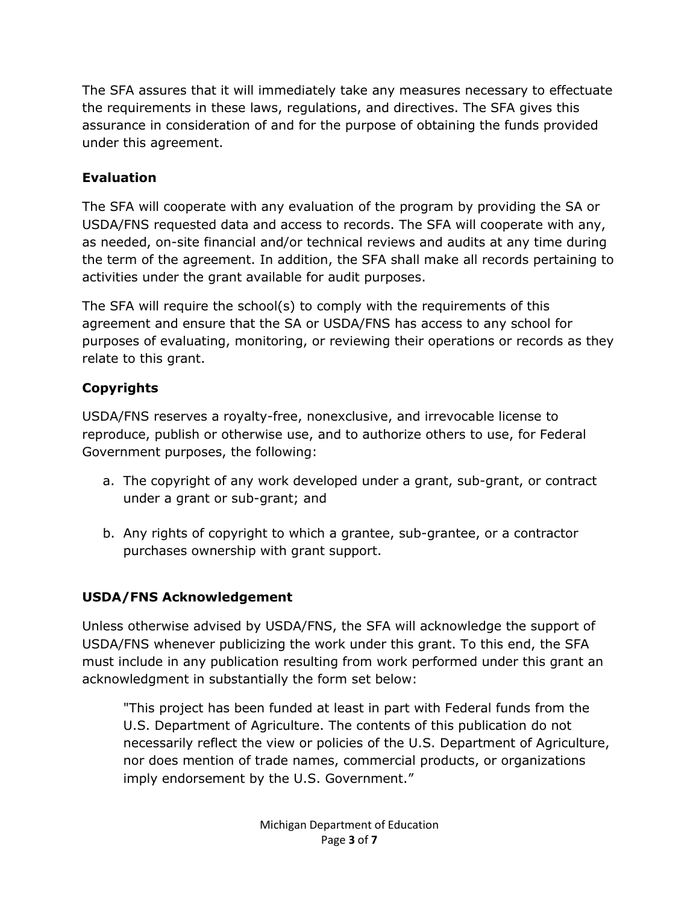The SFA assures that it will immediately take any measures necessary to effectuate the requirements in these laws, regulations, and directives. The SFA gives this assurance in consideration of and for the purpose of obtaining the funds provided under this agreement.

## Evaluation

The SFA will cooperate with any evaluation of the program by providing the SA or USDA/FNS requested data and access to records. The SFA will cooperate with any, as needed, on-site financial and/or technical reviews and audits at any time during the term of the agreement. In addition, the SFA shall make all records pertaining to activities under the grant available for audit purposes.

The SFA will require the school(s) to comply with the requirements of this agreement and ensure that the SA or USDA/FNS has access to any school for purposes of evaluating, monitoring, or reviewing their operations or records as they relate to this grant.

## Copyrights

USDA/FNS reserves a royalty-free, nonexclusive, and irrevocable license to reproduce, publish or otherwise use, and to authorize others to use, for Federal Government purposes, the following:

a. The copyright of any work developed under a grant, sub-grant, or contract under a grant or sub-grant; and

b. Any rights of copyright to which a grantee, sub-grantee, or a contractor purchases ownership with grant support.

## USDA/FNS Acknowledgement

Unless otherwise advised by USDA/FNS, the SFA will acknowledge the support of USDA/FNS whenever publicizing the work under this grant. To this end, the SFA must include in any publication resulting from work performed under this grant an acknowledgment in substantially the form set below:

> "This project has been funded at least in part with Federal funds from the U.S. Department of Agriculture. The contents of this publication do not necessarily reflect the view or policies of the U.S. Department of Agriculture, nor does mention of trade names, commercial products, or organizations imply endorsement by the U.S. Government."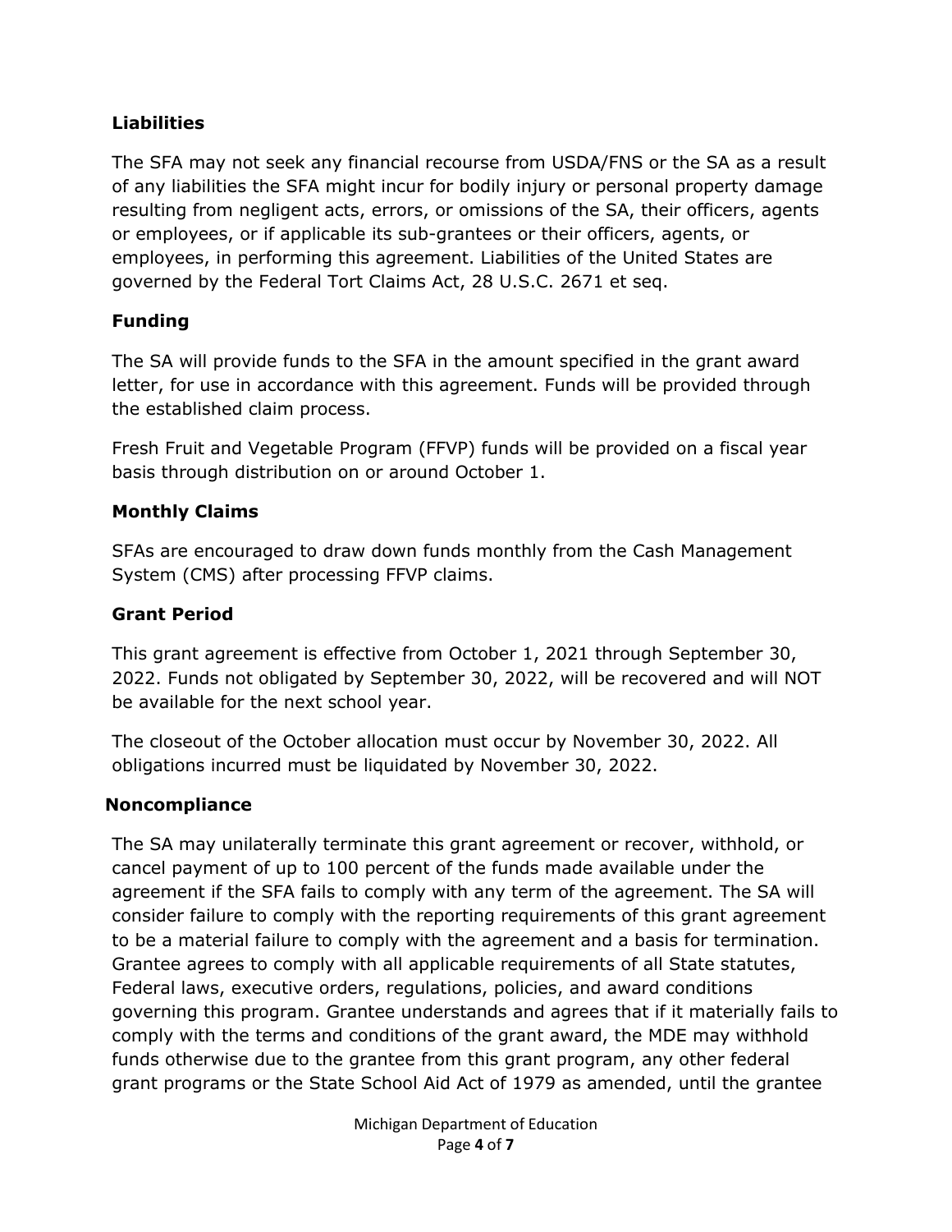## Liabilities

The SFA may not seek any financial recourse from USDA/FNS or the SA as a result of any liabilities the SFA might incur for bodily injury or personal property damage resulting from negligent acts, errors, or omissions of the SA, their officers, agents or employees, or if applicable its sub-grantees or their officers, agents, or employees, in performing this agreement. Liabilities of the United States are governed by the Federal Tort Claims Act, 28 U.S.C. 2671 et seq.

## Funding

The SA will provide funds to the SFA in the amount specified in the grant award letter, for use in accordance with this agreement. Funds will be provided through the established claim process.

Fresh Fruit and Vegetable Program (FFVP) funds will be provided on a fiscal year basis through distribution on or around October 1.

## Monthly Claims

SFAs are encouraged to draw down funds monthly from the Cash Management System (CMS) after processing FFVP claims.

## Grant Period

This grant agreement is effective from October 1, 2021 through September 30, 2022. Funds not obligated by September 30, 2022, will be recovered and will NOT be available for the next school year.

The closeout of the October allocation must occur by November 30, 2022. All obligations incurred must be liquidated by November 30, 2022.

## Noncompliance

The SA may unilaterally terminate this grant agreement or recover, withhold, or cancel payment of up to 100 percent of the funds made available under the agreement if the SFA fails to comply with any term of the agreement. The SA will consider failure to comply with the reporting requirements of this grant agreement to be a material failure to comply with the agreement and a basis for termination. Grantee agrees to comply with all applicable requirements of all State statutes, Federal laws, executive orders, regulations, policies, and award conditions governing this program. Grantee understands and agrees that if it materially fails to comply with the terms and conditions of the grant award, the MDE may withhold funds otherwise due to the grantee from this grant program, any other federal grant programs or the State School Aid Act of 1979 as amended, until the grantee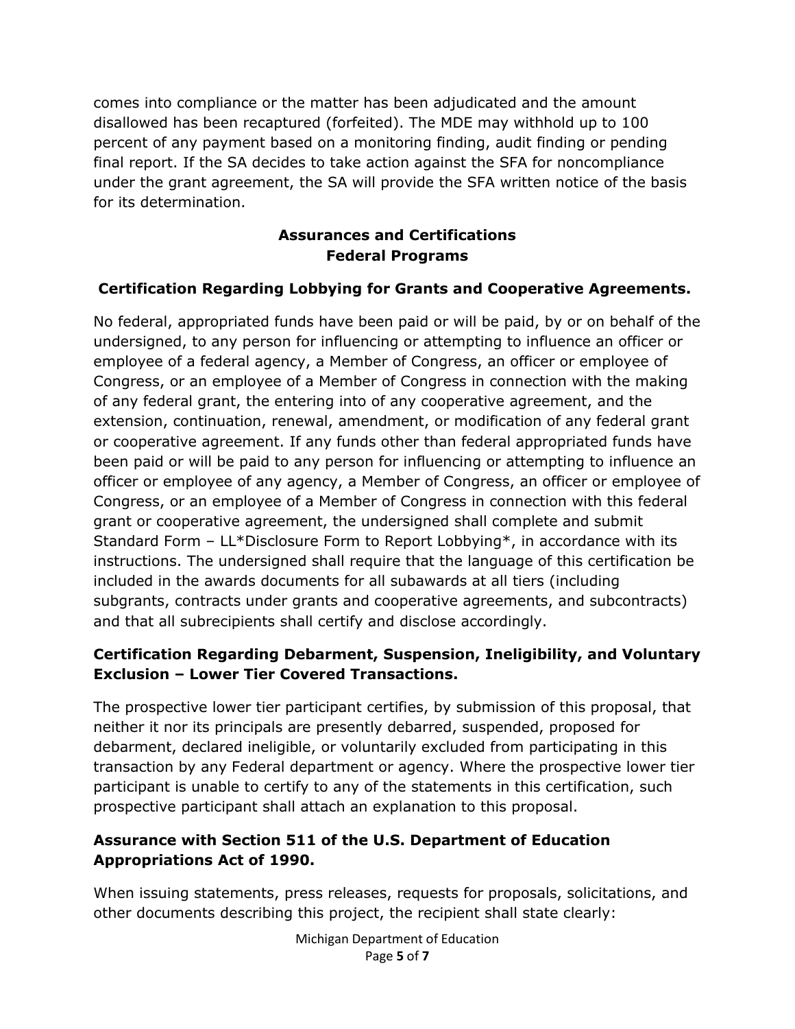comes into compliance or the matter has been adjudicated and the amount disallowed has been recaptured (forfeited). The MDE may withhold up to 100 percent of any payment based on a monitoring finding, audit finding or pending final report. If the SA decides to take action against the SFA for noncompliance under the grant agreement, the SA will provide the SFA written notice of the basis for its determination.

## Assurances and Certifications
## Federal Programs

### Certification Regarding Lobbying for Grants and Cooperative Agreements.

No federal, appropriated funds have been paid or will be paid, by or on behalf of the undersigned, to any person for influencing or attempting to influence an officer or employee of a federal agency, a Member of Congress, an officer or employee of Congress, or an employee of a Member of Congress in connection with the making of any federal grant, the entering into of any cooperative agreement, and the extension, continuation, renewal, amendment, or modification of any federal grant or cooperative agreement. If any funds other than federal appropriated funds have been paid or will be paid to any person for influencing or attempting to influence an officer or employee of any agency, a Member of Congress, an officer or employee of Congress, or an employee of a Member of Congress in connection with this federal grant or cooperative agreement, the undersigned shall complete and submit Standard Form – LL*Disclosure Form to Report Lobbying*, in accordance with its instructions. The undersigned shall require that the language of this certification be included in the awards documents for all subawards at all tiers (including subgrants, contracts under grants and cooperative agreements, and subcontracts) and that all subrecipients shall certify and disclose accordingly.

### Certification Regarding Debarment, Suspension, Ineligibility, and Voluntary Exclusion – Lower Tier Covered Transactions.

The prospective lower tier participant certifies, by submission of this proposal, that neither it nor its principals are presently debarred, suspended, proposed for debarment, declared ineligible, or voluntarily excluded from participating in this transaction by any Federal department or agency. Where the prospective lower tier participant is unable to certify to any of the statements in this certification, such prospective participant shall attach an explanation to this proposal.

### Assurance with Section 511 of the U.S. Department of Education Appropriations Act of 1990.

When issuing statements, press releases, requests for proposals, solicitations, and other documents describing this project, the recipient shall state clearly: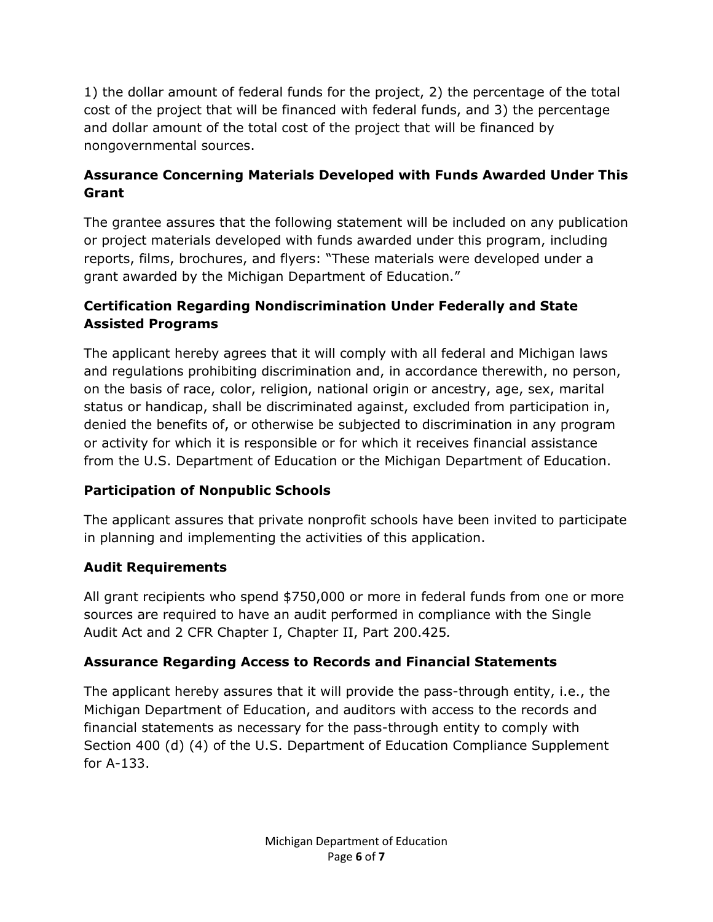1) the dollar amount of federal funds for the project, 2) the percentage of the total cost of the project that will be financed with federal funds, and 3) the percentage and dollar amount of the total cost of the project that will be financed by nongovernmental sources.

### Assurance Concerning Materials Developed with Funds Awarded Under This Grant

The grantee assures that the following statement will be included on any publication or project materials developed with funds awarded under this program, including reports, films, brochures, and flyers: "These materials were developed under a grant awarded by the Michigan Department of Education."

### Certification Regarding Nondiscrimination Under Federally and State Assisted Programs

The applicant hereby agrees that it will comply with all federal and Michigan laws and regulations prohibiting discrimination and, in accordance therewith, no person, on the basis of race, color, religion, national origin or ancestry, age, sex, marital status or handicap, shall be discriminated against, excluded from participation in, denied the benefits of, or otherwise be subjected to discrimination in any program or activity for which it is responsible or for which it receives financial assistance from the U.S. Department of Education or the Michigan Department of Education.

### Participation of Nonpublic Schools

The applicant assures that private nonprofit schools have been invited to participate in planning and implementing the activities of this application.

### Audit Requirements

All grant recipients who spend $750,000 or more in federal funds from one or more sources are required to have an audit performed in compliance with the Single Audit Act and 2 CFR Chapter I, Chapter II, Part 200.425*.*

### Assurance Regarding Access to Records and Financial Statements

The applicant hereby assures that it will provide the pass-through entity, i.e., the Michigan Department of Education, and auditors with access to the records and financial statements as necessary for the pass-through entity to comply with Section 400 (d) (4) of the U.S. Department of Education Compliance Supplement for A-133.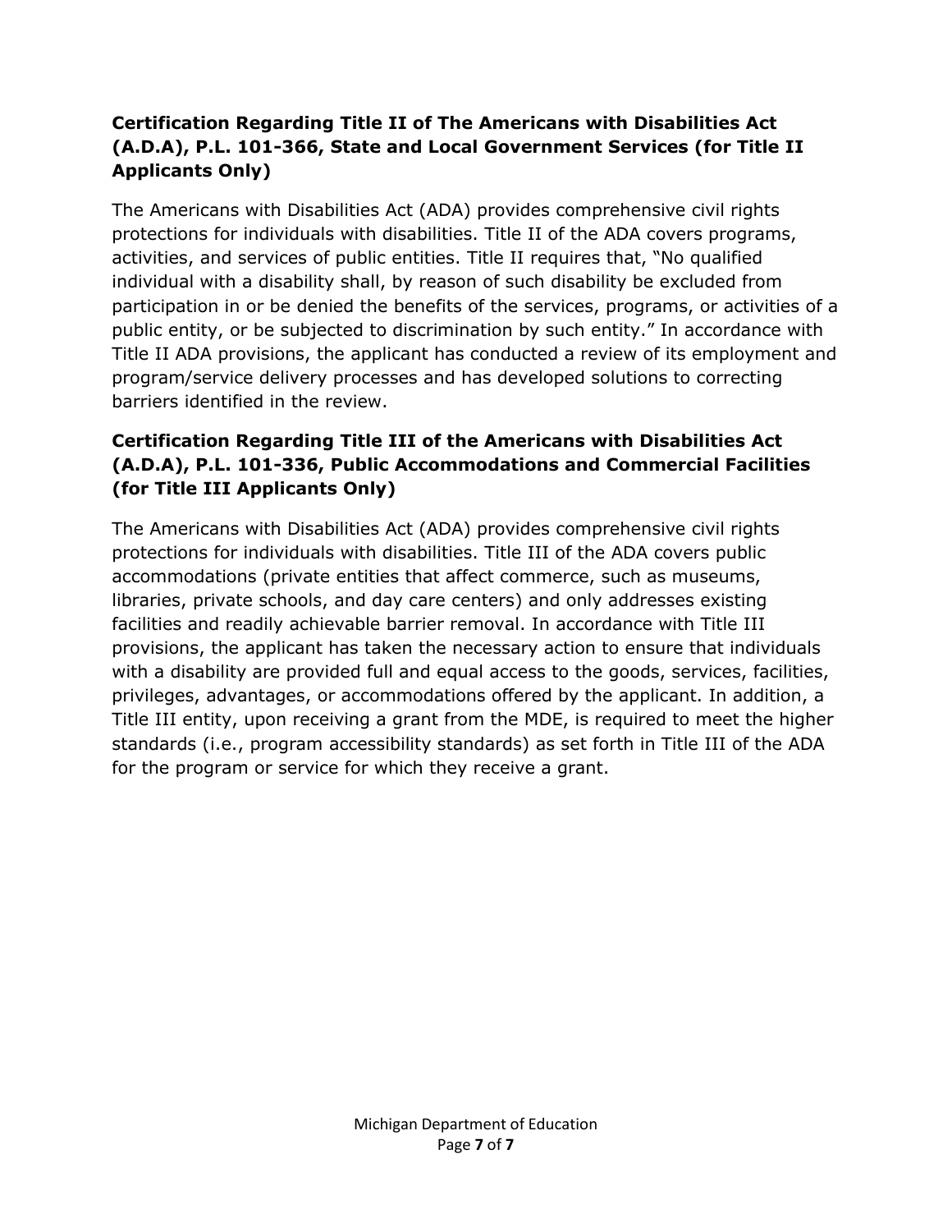**Certification Regarding Title II of The Americans with Disabilities Act (A.D.A), P.L. 101-366, State and Local Government Services (for Title II Applicants Only)**

The Americans with Disabilities Act (ADA) provides comprehensive civil rights protections for individuals with disabilities. Title II of the ADA covers programs, activities, and services of public entities. Title II requires that, "No qualified individual with a disability shall, by reason of such disability be excluded from participation in or be denied the benefits of the services, programs, or activities of a public entity, or be subjected to discrimination by such entity." In accordance with Title II ADA provisions, the applicant has conducted a review of its employment and program/service delivery processes and has developed solutions to correcting barriers identified in the review.

**Certification Regarding Title III of the Americans with Disabilities Act (A.D.A), P.L. 101-336, Public Accommodations and Commercial Facilities (for Title III Applicants Only)**

The Americans with Disabilities Act (ADA) provides comprehensive civil rights protections for individuals with disabilities. Title III of the ADA covers public accommodations (private entities that affect commerce, such as museums, libraries, private schools, and day care centers) and only addresses existing facilities and readily achievable barrier removal. In accordance with Title III provisions, the applicant has taken the necessary action to ensure that individuals with a disability are provided full and equal access to the goods, services, facilities, privileges, advantages, or accommodations offered by the applicant. In addition, a Title III entity, upon receiving a grant from the MDE, is required to meet the higher standards (i.e., program accessibility standards) as set forth in Title III of the ADA for the program or service for which they receive a grant.